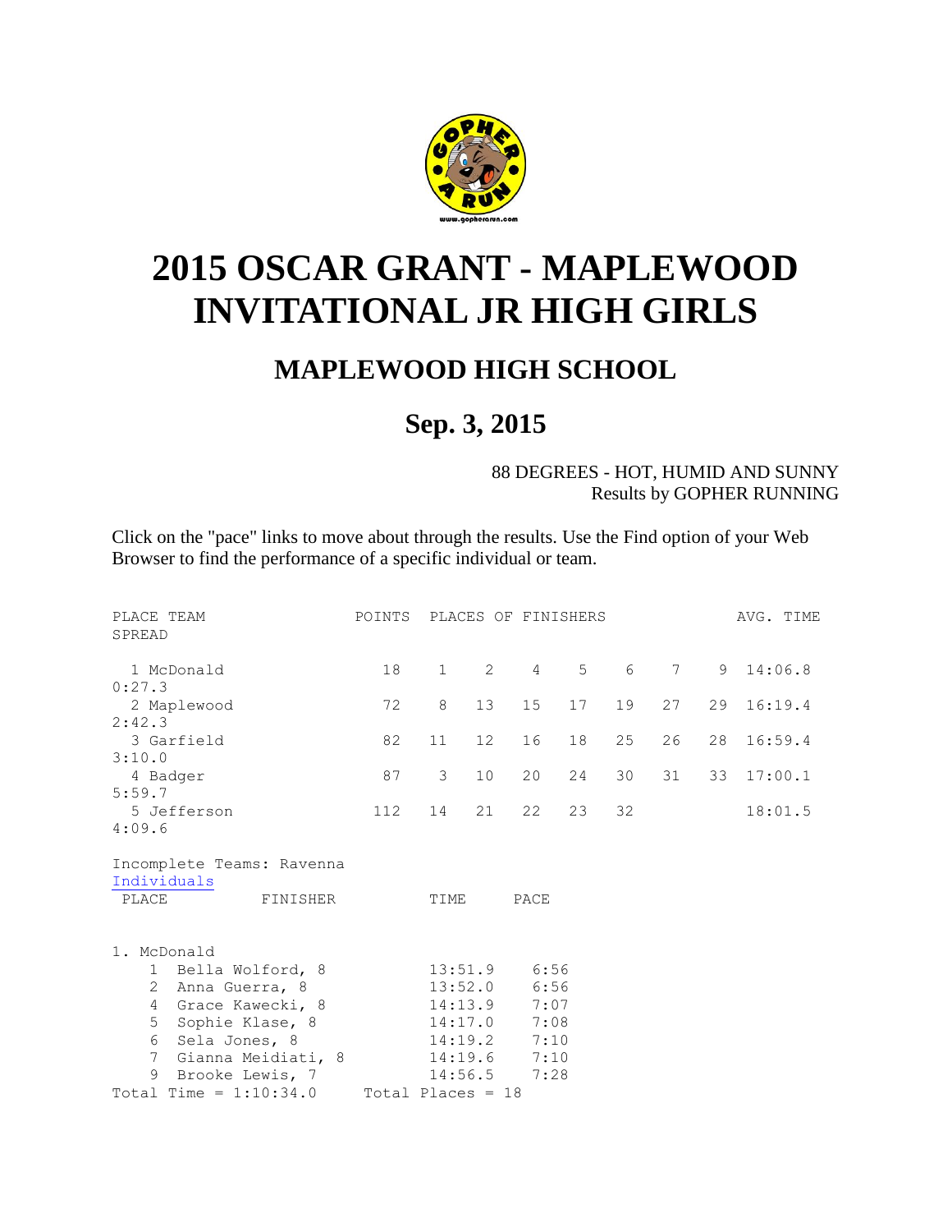# 2015 OSCAR GRANT - MAPLEWOOD INVITATIONAL JR HIGH GIRLS

## MAPLEWOOD HIGH SCHOOL

## Sep. 3, 2015

88 DEGREES - HOT, HUMID AND SUNNY
Results by GOPHER RUNNING

Click on the "pace" links to move about through the results. Use the Find option of your Web Browser to find the performance of a specific individual or team.

| PLACE | TEAM | POINTS | PLACES OF FINISHERS | | | | | | | AVG. TIME | SPREAD |
|---|---|---|---|---|---|---|---|---|---|---|---|
| 1 | McDonald | 18 | 1 | 2 | 4 | 5 | 6 | 7 | 9 | 14:06.8 | 0:27.3 |
| 2 | Maplewood | 72 | 8 | 13 | 15 | 17 | 19 | 27 | 29 | 16:19.4 | 2:42.3 |
| 3 | Garfield | 82 | 11 | 12 | 16 | 18 | 25 | 26 | 28 | 16:59.4 | 3:10.0 |
| 4 | Badger | 87 | 3 | 10 | 20 | 24 | 30 | 31 | 33 | 17:00.1 | 5:59.7 |
| 5 | Jefferson | 112 | 14 | 21 | 22 | 23 | 32 | | | 18:01.5 | 4:09.6 |

Incomplete Teams: Ravenna

Individuals

| PLACE | FINISHER | TIME | PACE |
|---|---|---|---|
| **1. McDonald** | | | |
| 1 | Bella Wolford, 8 | 13:51.9 | 6:56 |
| 2 | Anna Guerra, 8 | 13:52.0 | 6:56 |
| 4 | Grace Kawecki, 8 | 14:13.9 | 7:07 |
| 5 | Sophie Klase, 8 | 14:17.0 | 7:08 |
| 6 | Sela Jones, 8 | 14:19.2 | 7:10 |
| 7 | Gianna Meidiati, 8 | 14:19.6 | 7:10 |
| 9 | Brooke Lewis, 7 | 14:56.5 | 7:28 |

Total Time = 1:10:34.0 Total Places = 18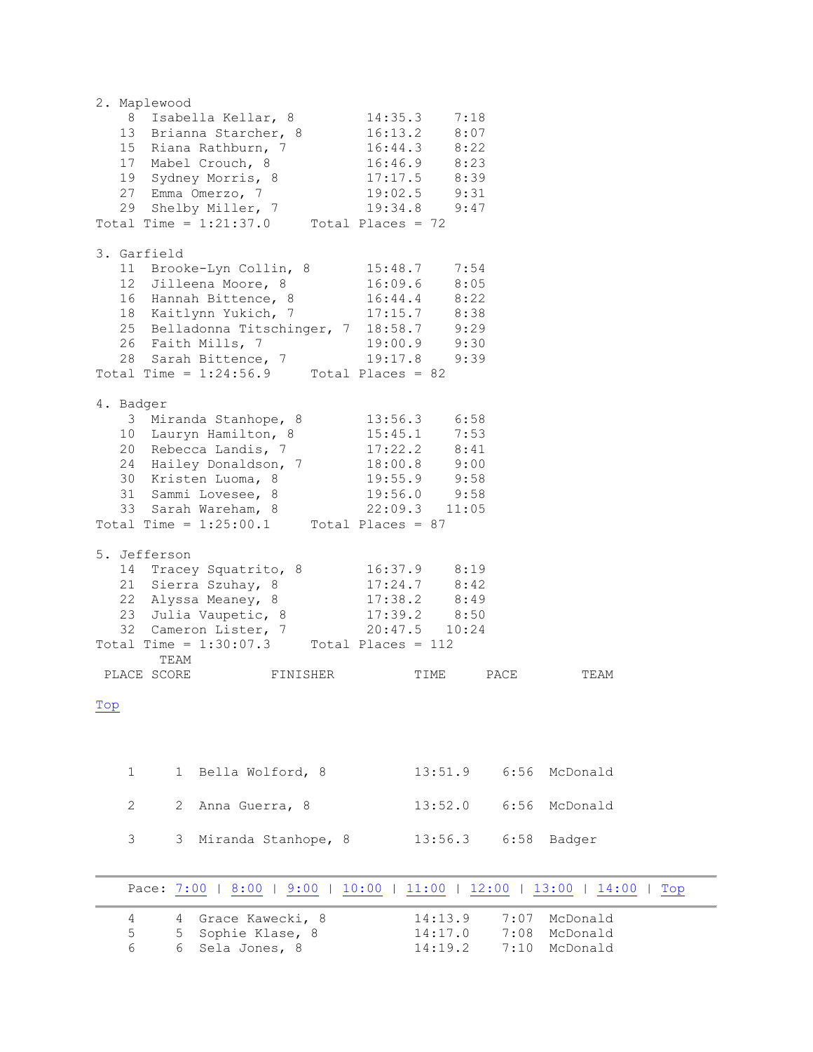```
2. Maplewood
    8  Isabella Kellar, 8         14:35.3    7:18
   13  Brianna Starcher, 8        16:13.2    8:07
   15  Riana Rathburn, 7          16:44.3    8:22
   17  Mabel Crouch, 8            16:46.9    8:23
   19  Sydney Morris, 8           17:17.5    8:39
   27  Emma Omerzo, 7             19:02.5    9:31
   29  Shelby Miller, 7           19:34.8    9:47
Total Time = 1:21:37.0     Total Places = 72

3. Garfield
   11  Brooke-Lyn Collin, 8       15:48.7    7:54
   12  Jilleena Moore, 8          16:09.6    8:05
   16  Hannah Bittence, 8         16:44.4    8:22
   18  Kaitlynn Yukich, 7         17:15.7    8:38
   25  Belladonna Titschinger, 7  18:58.7    9:29
   26  Faith Mills, 7             19:00.9    9:30
   28  Sarah Bittence, 7          19:17.8    9:39
Total Time = 1:24:56.9     Total Places = 82

4. Badger
    3  Miranda Stanhope, 8        13:56.3    6:58
   10  Lauryn Hamilton, 8         15:45.1    7:53
   20  Rebecca Landis, 7          17:22.2    8:41
   24  Hailey Donaldson, 7        18:00.8    9:00
   30  Kristen Luoma, 8           19:55.9    9:58
   31  Sammi Lovesee, 8           19:56.0    9:58
   33  Sarah Wareham, 8           22:09.3   11:05
Total Time = 1:25:00.1     Total Places = 87

5. Jefferson
   14  Tracey Squatrito, 8        16:37.9    8:19
   21  Sierra Szuhay, 8           17:24.7    8:42
   22  Alyssa Meaney, 8           17:38.2    8:49
   23  Julia Vaupetic, 8          17:39.2    8:50
   32  Cameron Lister, 7          20:47.5   10:24
Total Time = 1:30:07.3     Total Places = 112
```

| PLACE | TEAM SCORE | FINISHER | TIME | PACE | TEAM |
|---|---|---|---|---|---|
| 1 | 1 | Bella Wolford, 8 | 13:51.9 | 6:56 | McDonald |
| 2 | 2 | Anna Guerra, 8 | 13:52.0 | 6:56 | McDonald |
| 3 | 3 | Miranda Stanhope, 8 | 13:56.3 | 6:58 | Badger |

Top

Pace: 7:00 | 8:00 | 9:00 | 10:00 | 11:00 | 12:00 | 13:00 | 14:00 | Top

| PLACE | TEAM SCORE | FINISHER | TIME | PACE | TEAM |
|---|---|---|---|---|---|
| 4 | 4 | Grace Kawecki, 8 | 14:13.9 | 7:07 | McDonald |
| 5 | 5 | Sophie Klase, 8 | 14:17.0 | 7:08 | McDonald |
| 6 | 6 | Sela Jones, 8 | 14:19.2 | 7:10 | McDonald |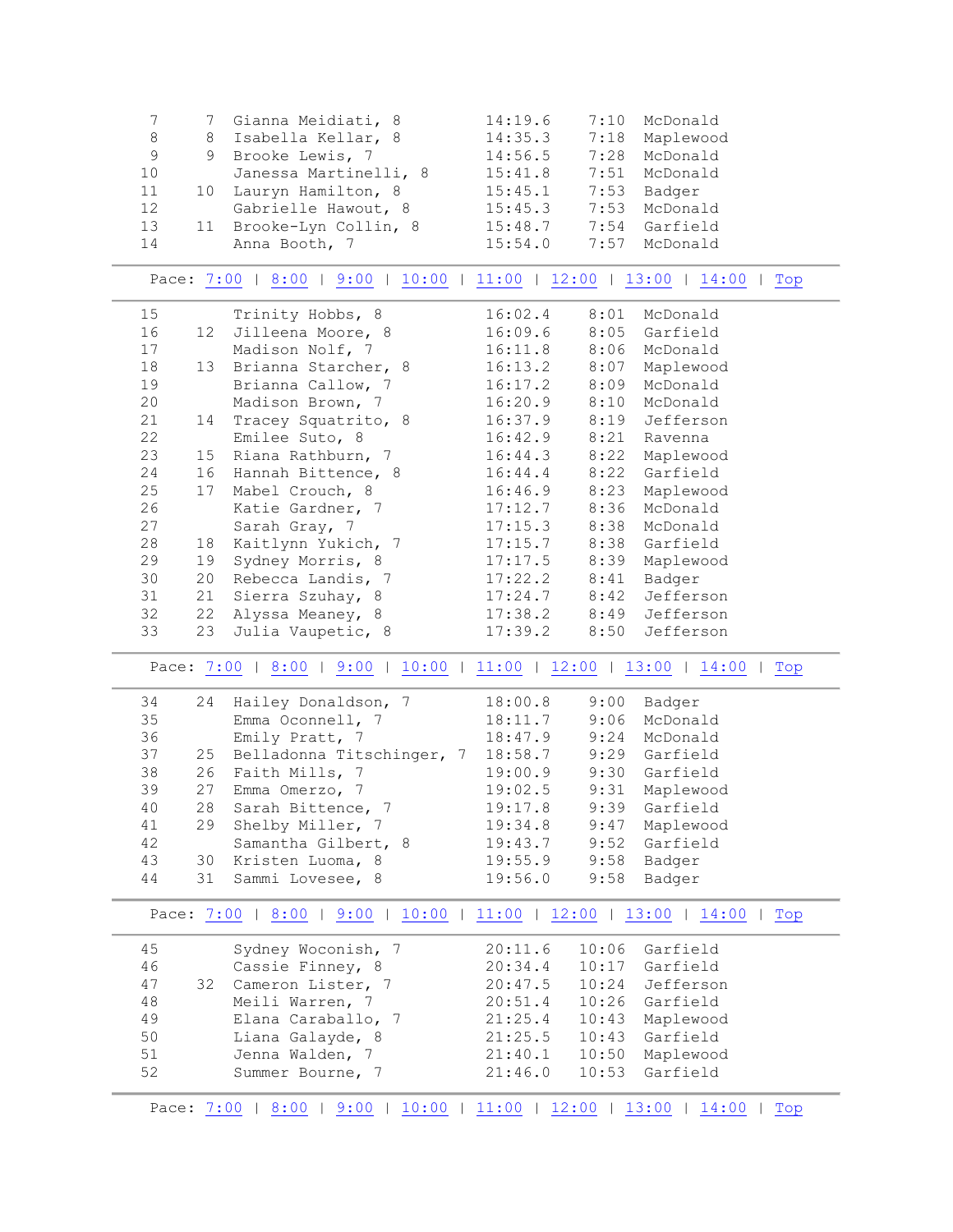| Place | Team Place | Name, Grade | Time | Pace | School |
|---|---|---|---|---|---|
| 7 | 7 | Gianna Meidiati, 8 | 14:19.6 | 7:10 | McDonald |
| 8 | 8 | Isabella Kellar, 8 | 14:35.3 | 7:18 | Maplewood |
| 9 | 9 | Brooke Lewis, 7 | 14:56.5 | 7:28 | McDonald |
| 10 | | Janessa Martinelli, 8 | 15:41.8 | 7:51 | McDonald |
| 11 | 10 | Lauryn Hamilton, 8 | 15:45.1 | 7:53 | Badger |
| 12 | | Gabrielle Hawout, 8 | 15:45.3 | 7:53 | McDonald |
| 13 | 11 | Brooke-Lyn Collin, 8 | 15:48.7 | 7:54 | Garfield |
| 14 | | Anna Booth, 7 | 15:54.0 | 7:57 | McDonald |

Pace: 7:00 | 8:00 | 9:00 | 10:00 | 11:00 | 12:00 | 13:00 | 14:00 | Top

| Place | Team Place | Name, Grade | Time | Pace | School |
|---|---|---|---|---|---|
| 15 | | Trinity Hobbs, 8 | 16:02.4 | 8:01 | McDonald |
| 16 | 12 | Jilleena Moore, 8 | 16:09.6 | 8:05 | Garfield |
| 17 | | Madison Nolf, 7 | 16:11.8 | 8:06 | McDonald |
| 18 | 13 | Brianna Starcher, 8 | 16:13.2 | 8:07 | Maplewood |
| 19 | | Brianna Callow, 7 | 16:17.2 | 8:09 | McDonald |
| 20 | | Madison Brown, 7 | 16:20.9 | 8:10 | McDonald |
| 21 | 14 | Tracey Squatrito, 8 | 16:37.9 | 8:19 | Jefferson |
| 22 | | Emilee Suto, 8 | 16:42.9 | 8:21 | Ravenna |
| 23 | 15 | Riana Rathburn, 7 | 16:44.3 | 8:22 | Maplewood |
| 24 | 16 | Hannah Bittence, 8 | 16:44.4 | 8:22 | Garfield |
| 25 | 17 | Mabel Crouch, 8 | 16:46.9 | 8:23 | Maplewood |
| 26 | | Katie Gardner, 7 | 17:12.7 | 8:36 | McDonald |
| 27 | | Sarah Gray, 7 | 17:15.3 | 8:38 | McDonald |
| 28 | 18 | Kaitlynn Yukich, 7 | 17:15.7 | 8:38 | Garfield |
| 29 | 19 | Sydney Morris, 8 | 17:17.5 | 8:39 | Maplewood |
| 30 | 20 | Rebecca Landis, 7 | 17:22.2 | 8:41 | Badger |
| 31 | 21 | Sierra Szuhay, 8 | 17:24.7 | 8:42 | Jefferson |
| 32 | 22 | Alyssa Meaney, 8 | 17:38.2 | 8:49 | Jefferson |
| 33 | 23 | Julia Vaupetic, 8 | 17:39.2 | 8:50 | Jefferson |

Pace: 7:00 | 8:00 | 9:00 | 10:00 | 11:00 | 12:00 | 13:00 | 14:00 | Top

| Place | Team Place | Name, Grade | Time | Pace | School |
|---|---|---|---|---|---|
| 34 | 24 | Hailey Donaldson, 7 | 18:00.8 | 9:00 | Badger |
| 35 | | Emma Oconnell, 7 | 18:11.7 | 9:06 | McDonald |
| 36 | | Emily Pratt, 7 | 18:47.9 | 9:24 | McDonald |
| 37 | 25 | Belladonna Titschinger, 7 | 18:58.7 | 9:29 | Garfield |
| 38 | 26 | Faith Mills, 7 | 19:00.9 | 9:30 | Garfield |
| 39 | 27 | Emma Omerzo, 7 | 19:02.5 | 9:31 | Maplewood |
| 40 | 28 | Sarah Bittence, 7 | 19:17.8 | 9:39 | Garfield |
| 41 | 29 | Shelby Miller, 7 | 19:34.8 | 9:47 | Maplewood |
| 42 | | Samantha Gilbert, 8 | 19:43.7 | 9:52 | Garfield |
| 43 | 30 | Kristen Luoma, 8 | 19:55.9 | 9:58 | Badger |
| 44 | 31 | Sammi Lovesee, 8 | 19:56.0 | 9:58 | Badger |

Pace: 7:00 | 8:00 | 9:00 | 10:00 | 11:00 | 12:00 | 13:00 | 14:00 | Top

| Place | Team Place | Name, Grade | Time | Pace | School |
|---|---|---|---|---|---|
| 45 | | Sydney Woconish, 7 | 20:11.6 | 10:06 | Garfield |
| 46 | | Cassie Finney, 8 | 20:34.4 | 10:17 | Garfield |
| 47 | 32 | Cameron Lister, 7 | 20:47.5 | 10:24 | Jefferson |
| 48 | | Meili Warren, 7 | 20:51.4 | 10:26 | Garfield |
| 49 | | Elana Caraballo, 7 | 21:25.4 | 10:43 | Maplewood |
| 50 | | Liana Galayde, 8 | 21:25.5 | 10:43 | Garfield |
| 51 | | Jenna Walden, 7 | 21:40.1 | 10:50 | Maplewood |
| 52 | | Summer Bourne, 7 | 21:46.0 | 10:53 | Garfield |

Pace: 7:00 | 8:00 | 9:00 | 10:00 | 11:00 | 12:00 | 13:00 | 14:00 | Top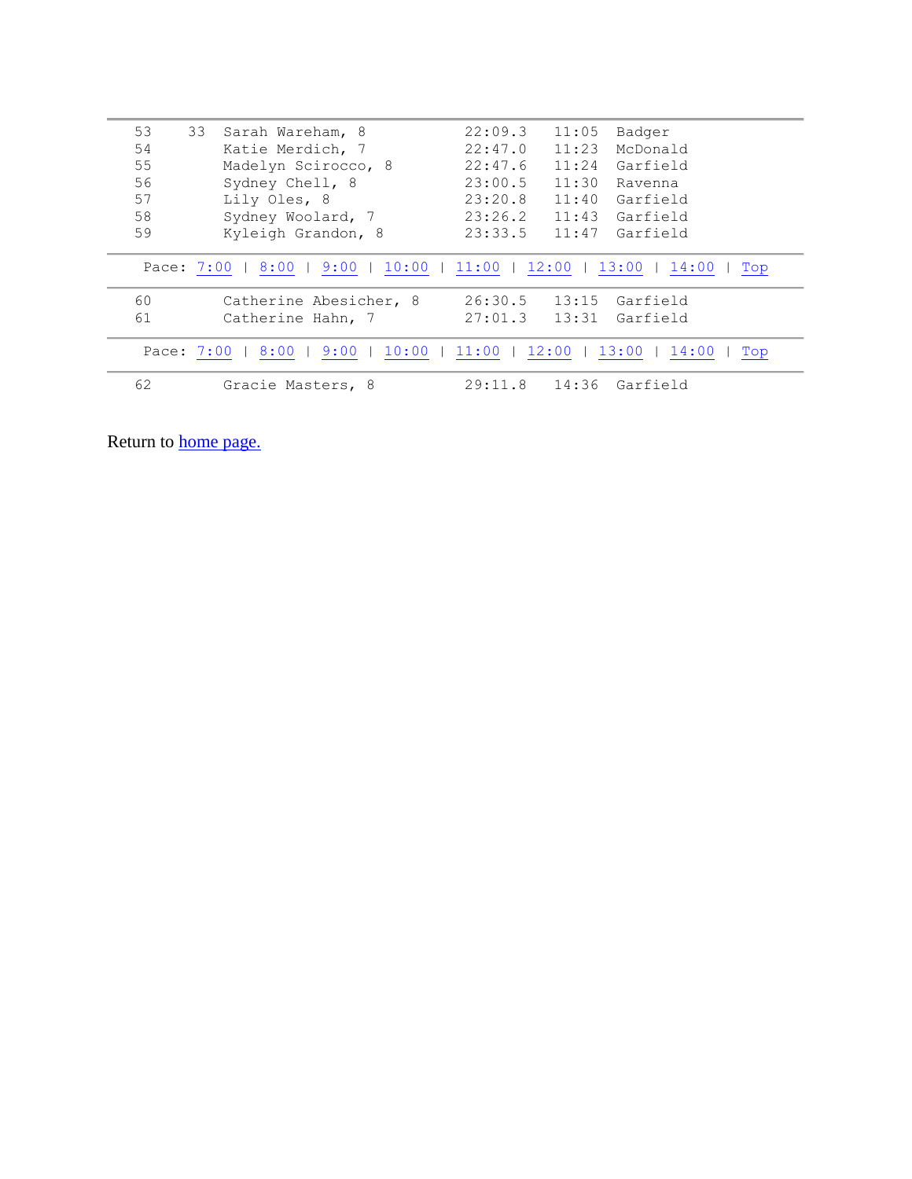| | | | | | |
|---|---|---|---|---|---|
| 53 | 33 | Sarah Wareham, 8 | 22:09.3 | 11:05 | Badger |
| 54 | | Katie Merdich, 7 | 22:47.0 | 11:23 | McDonald |
| 55 | | Madelyn Scirocco, 8 | 22:47.6 | 11:24 | Garfield |
| 56 | | Sydney Chell, 8 | 23:00.5 | 11:30 | Ravenna |
| 57 | | Lily Oles, 8 | 23:20.8 | 11:40 | Garfield |
| 58 | | Sydney Woolard, 7 | 23:26.2 | 11:43 | Garfield |
| 59 | | Kyleigh Grandon, 8 | 23:33.5 | 11:47 | Garfield |

Pace: 7:00 | 8:00 | 9:00 | 10:00 | 11:00 | 12:00 | 13:00 | 14:00 | Top

| | | | | | |
|---|---|---|---|---|---|
| 60 | | Catherine Abesicher, 8 | 26:30.5 | 13:15 | Garfield |
| 61 | | Catherine Hahn, 7 | 27:01.3 | 13:31 | Garfield |

Pace: 7:00 | 8:00 | 9:00 | 10:00 | 11:00 | 12:00 | 13:00 | 14:00 | Top

| | | | | | |
|---|---|---|---|---|---|
| 62 | | Gracie Masters, 8 | 29:11.8 | 14:36 | Garfield |

Return to home page.